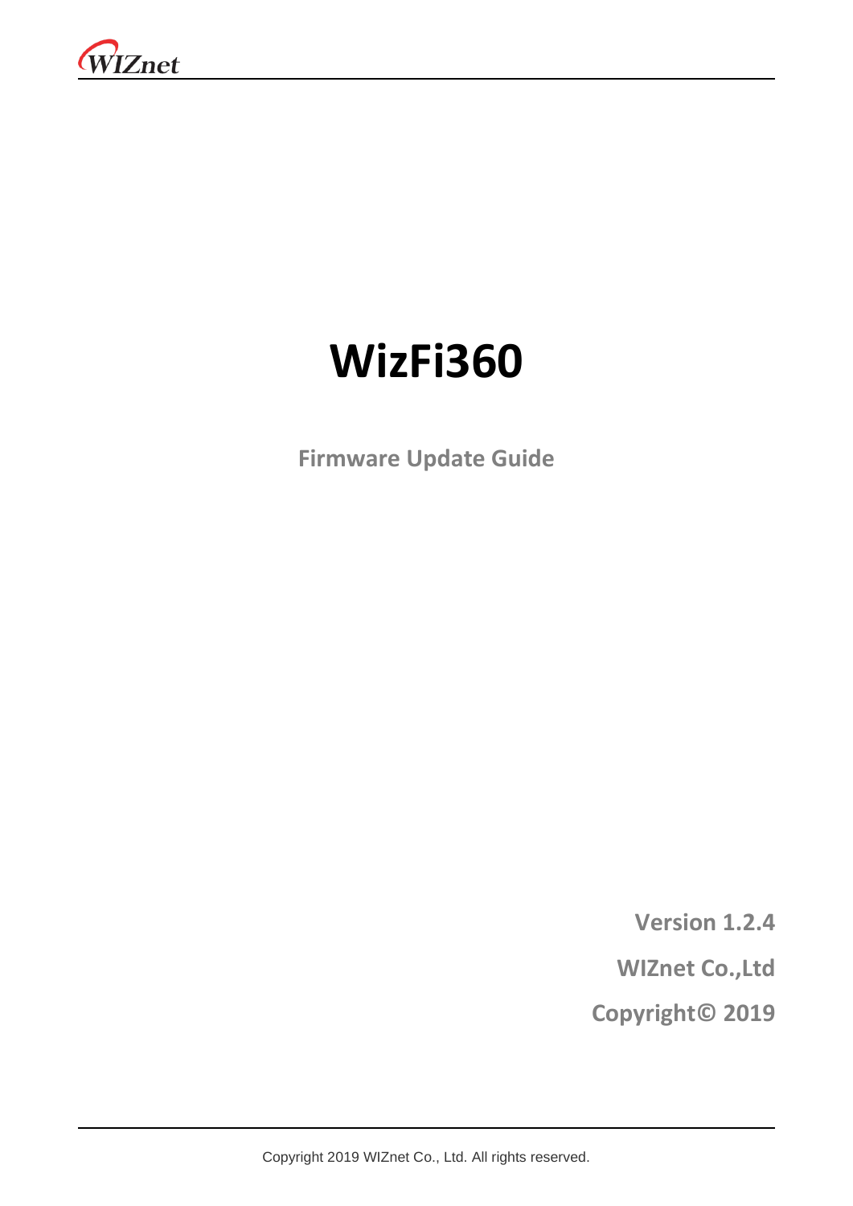# WizFi360

**Firmware Update Guide**

**Version 1.2.4**

**WIZnet Co.,Ltd**

**Copyright© 2019**

Copyright 2019 WIZnet Co., Ltd. All rights reserved.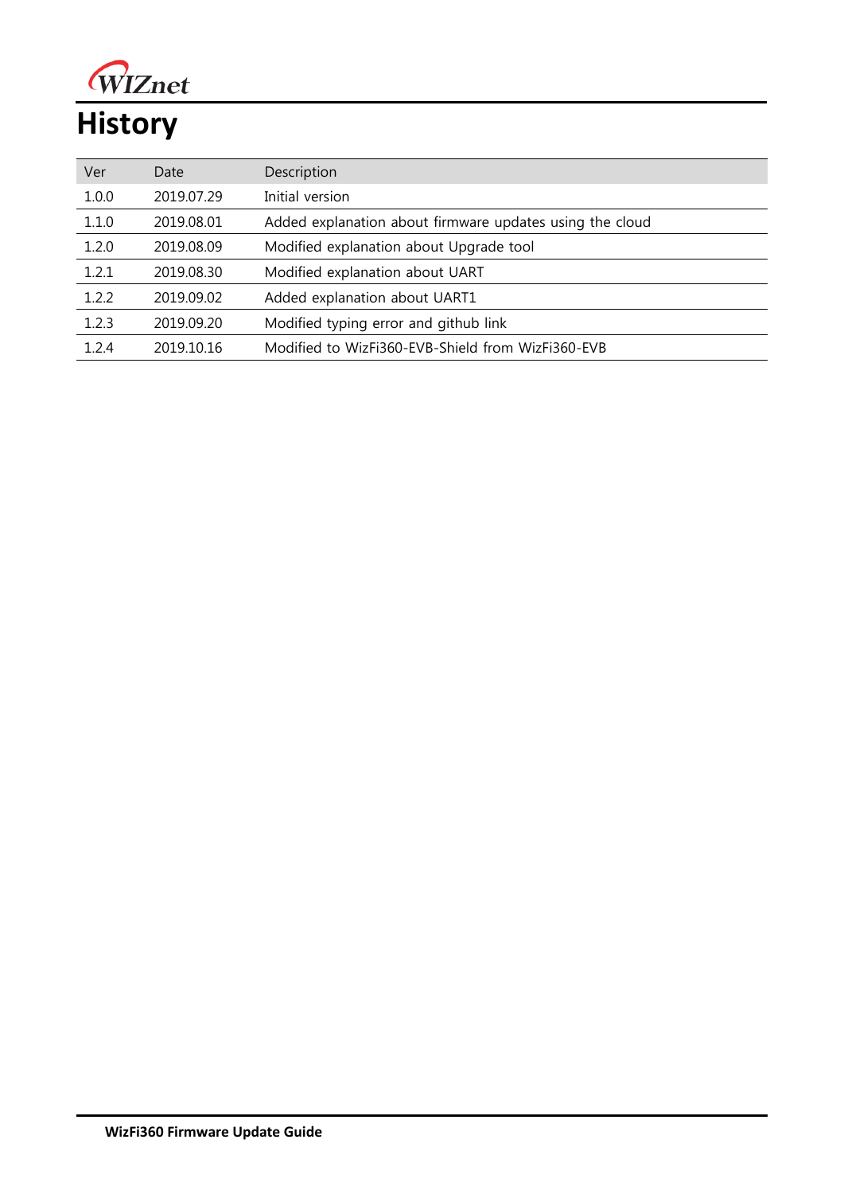# History

| Ver | Date | Description |
|---|---|---|
| 1.0.0 | 2019.07.29 | Initial version |
| 1.1.0 | 2019.08.01 | Added explanation about firmware updates using the cloud |
| 1.2.0 | 2019.08.09 | Modified explanation about Upgrade tool |
| 1.2.1 | 2019.08.30 | Modified explanation about UART |
| 1.2.2 | 2019.09.02 | Added explanation about UART1 |
| 1.2.3 | 2019.09.20 | Modified typing error and github link |
| 1.2.4 | 2019.10.16 | Modified to WizFi360-EVB-Shield from WizFi360-EVB |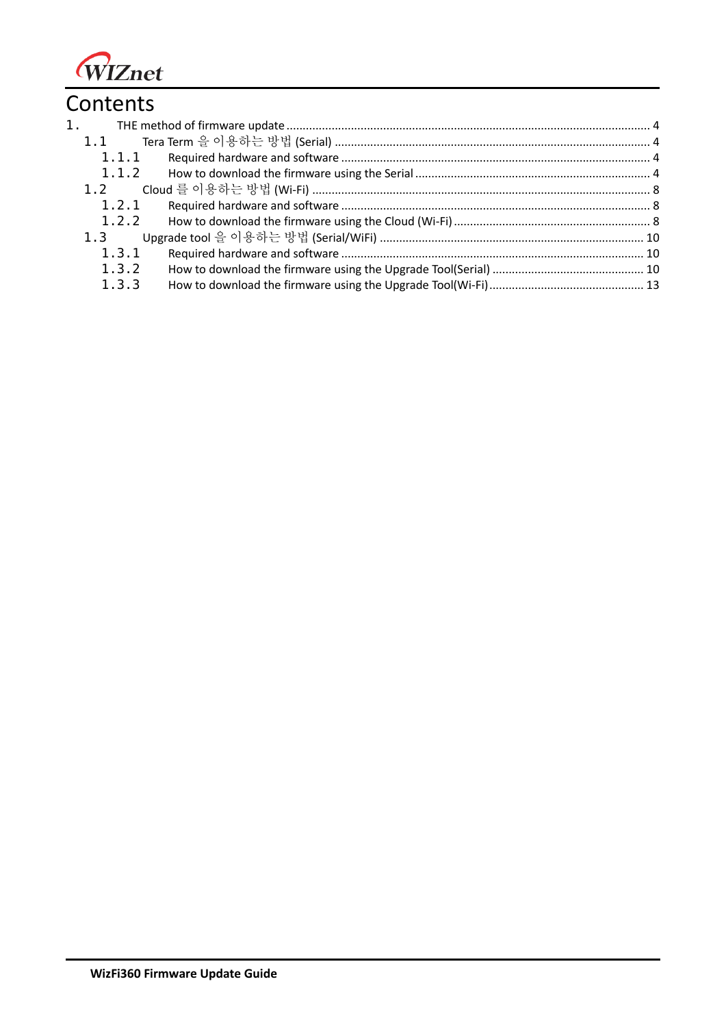# Contents

1. THE method of firmware update ............................................................ 4
   - 1.1 Tera Term 을 이용하는 방법 (Serial) ............................................................ 4
     - 1.1.1 Required hardware and software ............................................................ 4
     - 1.1.2 How to download the firmware using the Serial ............................................................ 4
   - 1.2 Cloud 를 이용하는 방법 (Wi-Fi) ............................................................ 8
     - 1.2.1 Required hardware and software ............................................................ 8
     - 1.2.2 How to download the firmware using the Cloud (Wi-Fi) ............................................................ 8
   - 1.3 Upgrade tool 을 이용하는 방법 (Serial/WiFi) ............................................................ 10
     - 1.3.1 Required hardware and software ............................................................ 10
     - 1.3.2 How to download the firmware using the Upgrade Tool(Serial) ............................................................ 10
     - 1.3.3 How to download the firmware using the Upgrade Tool(Wi-Fi) ............................................................ 13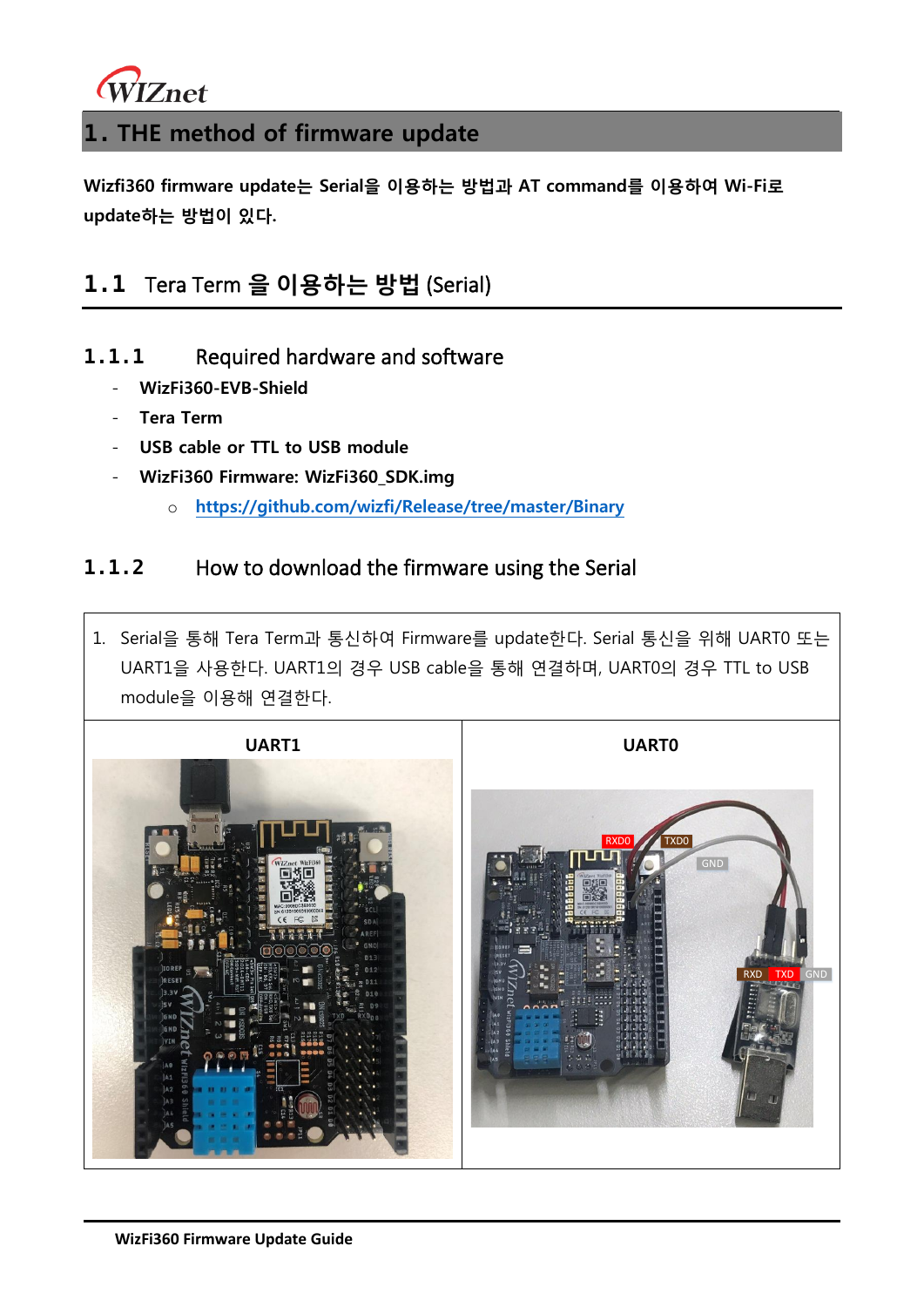# 1. THE method of firmware update

**Wizfi360 firmware update는 Serial을 이용하는 방법과 AT command를 이용하여 Wi-Fi로 update하는 방법이 있다.**

## 1.1 Tera Term 을 이용하는 방법 (Serial)

### 1.1.1 Required hardware and software

- **WizFi360-EVB-Shield**
- **Tera Term**
- **USB cable or TTL to USB module**
- **WizFi360 Firmware: WizFi360_SDK.img**
  - **https://github.com/wizfi/Release/tree/master/Binary**

### 1.1.2 How to download the firmware using the Serial

| 1. Serial을 통해 Tera Term과 통신하여 Firmware를 update한다. Serial 통신을 위해 UART0 또는 UART1을 사용한다. UART1의 경우 USB cable을 통해 연결하며, UART0의 경우 TTL to USB module을 이용해 연결한다. | |
|---|---|
| **UART1** | **UART0** |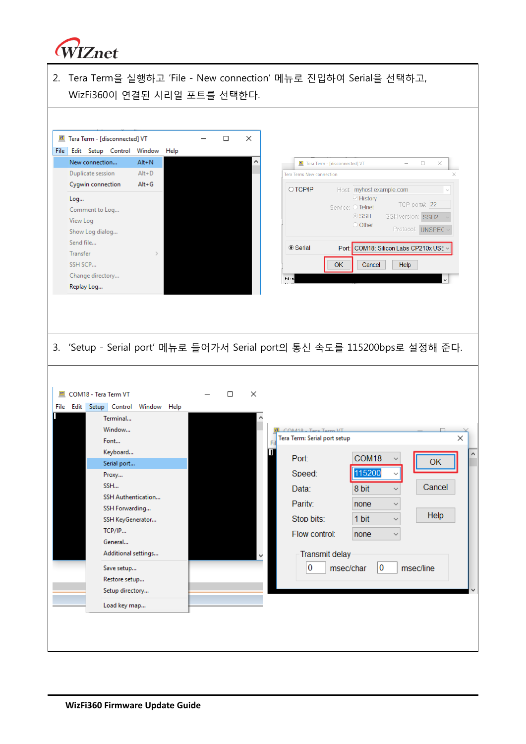2. Tera Term을 실행하고 'File - New connection' 메뉴로 진입하여 Serial을 선택하고, WizFi360이 연결된 시리얼 포트를 선택한다.

3. 'Setup - Serial port' 메뉴로 들어가서 Serial port의 통신 속도를 115200bps로 설정해 준다.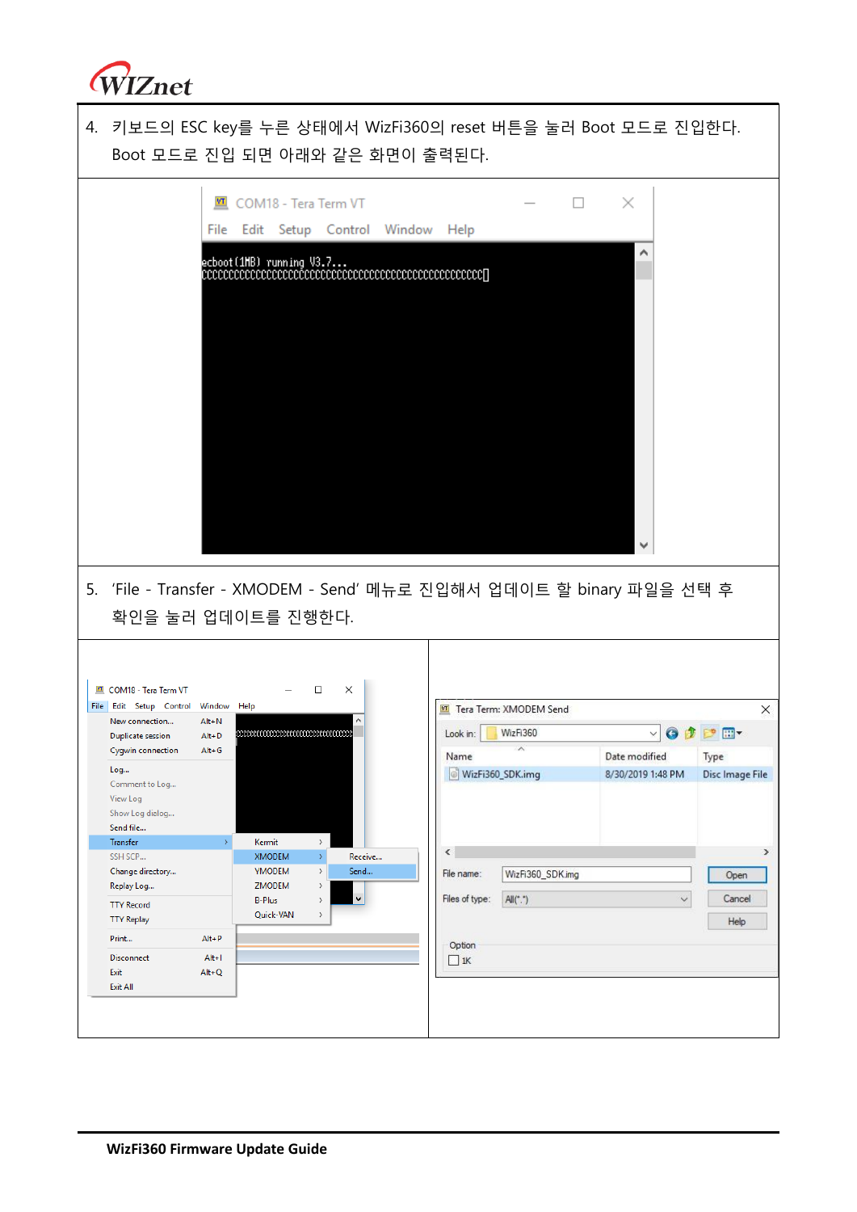4. 키보드의 ESC key를 누른 상태에서 WizFi360의 reset 버튼을 눌러 Boot 모드로 진입한다. Boot 모드로 진입 되면 아래와 같은 화면이 출력된다.

5. 'File - Transfer - XMODEM - Send' 메뉴로 진입해서 업데이트 할 binary 파일을 선택 후 확인을 눌러 업데이트를 진행한다.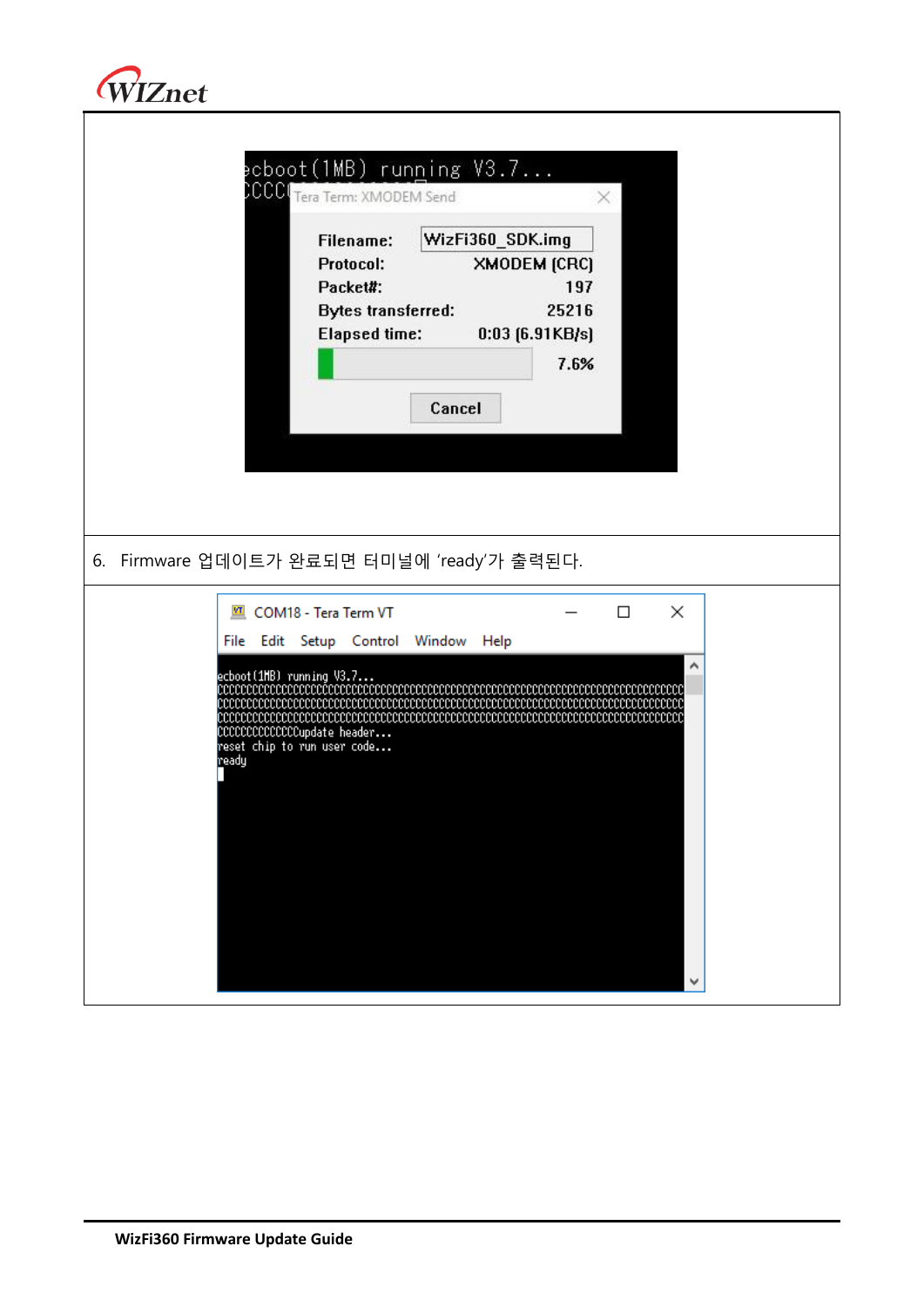6. Firmware 업데이트가 완료되면 터미널에 'ready'가 출력된다.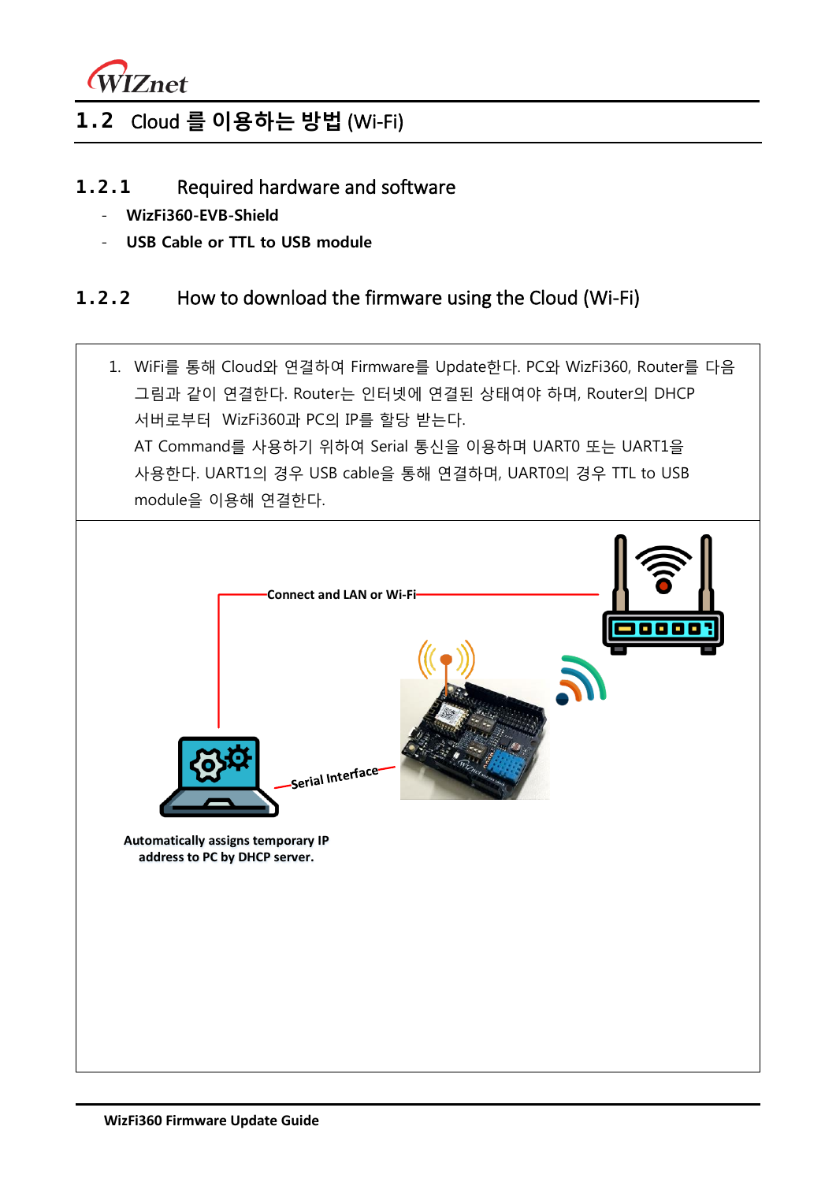## 1.2 Cloud 를 이용하는 방법 (Wi-Fi)

### 1.2.1 Required hardware and software

- **WizFi360-EVB-Shield**
- **USB Cable or TTL to USB module**

### 1.2.2 How to download the firmware using the Cloud (Wi-Fi)

1. WiFi를 통해 Cloud와 연결하여 Firmware를 Update한다. PC와 WizFi360, Router를 다음 그림과 같이 연결한다. Router는 인터넷에 연결된 상태여야 하며, Router의 DHCP 서버로부터 WizFi360과 PC의 IP를 할당 받는다.
   AT Command를 사용하기 위하여 Serial 통신을 이용하며 UART0 또는 UART1을 사용한다. UART1의 경우 USB cable을 통해 연결하며, UART0의 경우 TTL to USB module을 이용해 연결한다.

Connect and LAN or Wi-Fi

Serial Interface

**Automatically assigns temporary IP address to PC by DHCP server.**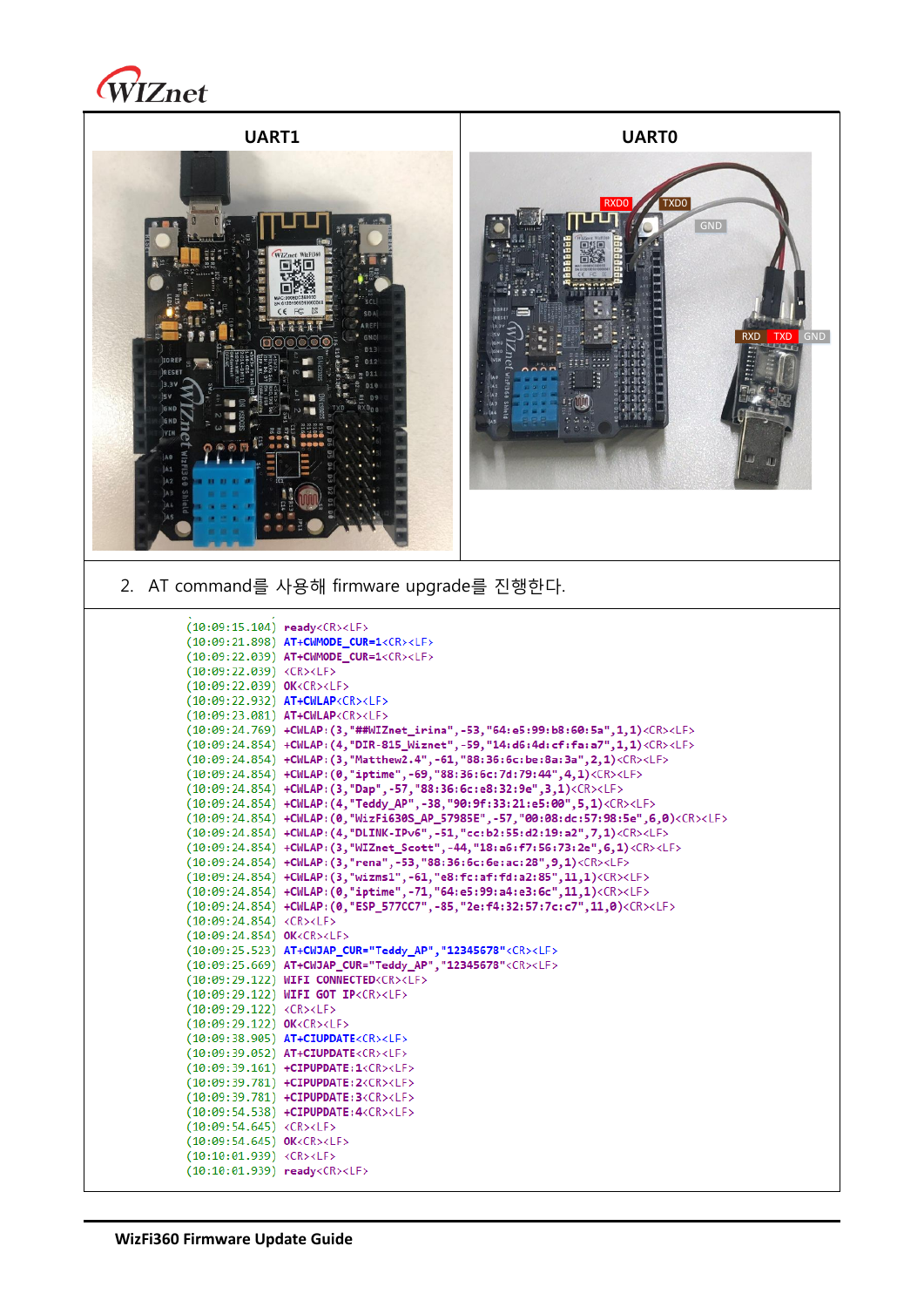| UART1 | UART0 |
| --- | --- |
| | RXD0 TXD0 GND RXD TXD GND |

2. AT command를 사용해 firmware upgrade를 진행한다.

```
(10:09:15.104) ready<CR><LF>
(10:09:21.898) AT+CWMODE_CUR=1<CR><LF>
(10:09:22.039) AT+CWMODE_CUR=1<CR><LF>
(10:09:22.039) <CR><LF>
(10:09:22.039) OK<CR><LF>
(10:09:22.932) AT+CWLAP<CR><LF>
(10:09:23.081) AT+CWLAP<CR><LF>
(10:09:24.769) +CWLAP:(3,"##WIZnet_irina",-53,"64:e5:99:b8:60:5a",1,1)<CR><LF>
(10:09:24.854) +CWLAP:(4,"DIR-815_Wiznet",-59,"14:d6:4d:cf:fa:a7",1,1)<CR><LF>
(10:09:24.854) +CWLAP:(3,"Matthew2.4",-61,"88:36:6c:be:8a:3a",2,1)<CR><LF>
(10:09:24.854) +CWLAP:(0,"iptime",-69,"88:36:6c:7d:79:44",4,1)<CR><LF>
(10:09:24.854) +CWLAP:(3,"Dap",-57,"88:36:6c:e8:32:9e",3,1)<CR><LF>
(10:09:24.854) +CWLAP:(4,"Teddy_AP",-38,"90:9f:33:21:e5:00",5,1)<CR><LF>
(10:09:24.854) +CWLAP:(0,"WizFi630S_AP_57985E",-57,"00:08:dc:57:98:5e",6,0)<CR><LF>
(10:09:24.854) +CWLAP:(4,"DLINK-IPv6",-51,"cc:b2:55:d2:19:a2",7,1)<CR><LF>
(10:09:24.854) +CWLAP:(3,"WIZnet_Scott",-44,"18:a6:f7:56:73:2e",6,1)<CR><LF>
(10:09:24.854) +CWLAP:(3,"rena",-53,"88:36:6c:6e:ac:28",9,1)<CR><LF>
(10:09:24.854) +CWLAP:(3,"wizms1",-61,"e8:fc:af:fd:a2:85",11,1)<CR><LF>
(10:09:24.854) +CWLAP:(0,"iptime",-71,"64:e5:99:a4:e3:6c",11,1)<CR><LF>
(10:09:24.854) +CWLAP:(0,"ESP_577CC7",-85,"2e:f4:32:57:7c:c7",11,0)<CR><LF>
(10:09:24.854) <CR><LF>
(10:09:24.854) OK<CR><LF>
(10:09:25.523) AT+CWJAP_CUR="Teddy_AP","12345678"<CR><LF>
(10:09:25.669) AT+CWJAP_CUR="Teddy_AP","12345678"<CR><LF>
(10:09:29.122) WIFI CONNECTED<CR><LF>
(10:09:29.122) WIFI GOT IP<CR><LF>
(10:09:29.122) <CR><LF>
(10:09:29.122) OK<CR><LF>
(10:09:38.905) AT+CIUPDATE<CR><LF>
(10:09:39.052) AT+CIUPDATE<CR><LF>
(10:09:39.161) +CIPUPDATE:1<CR><LF>
(10:09:39.781) +CIPUPDATE:2<CR><LF>
(10:09:39.781) +CIPUPDATE:3<CR><LF>
(10:09:54.538) +CIPUPDATE:4<CR><LF>
(10:09:54.645) <CR><LF>
(10:09:54.645) OK<CR><LF>
(10:10:01.939) <CR><LF>
(10:10:01.939) ready<CR><LF>
```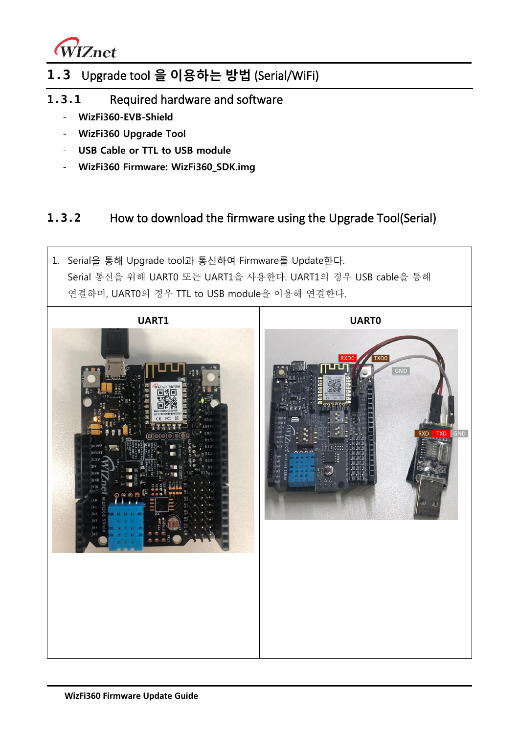## 1.3 Upgrade tool 을 이용하는 방법 (Serial/WiFi)

### 1.3.1 Required hardware and software

- **WizFi360-EVB-Shield**
- **WizFi360 Upgrade Tool**
- **USB Cable or TTL to USB module**
- **WizFi360 Firmware: WizFi360_SDK.img**

### 1.3.2 How to download the firmware using the Upgrade Tool(Serial)

| 1. Serial을 통해 Upgrade tool과 통신하여 Firmware를 Update한다.<br>Serial 통신을 위해 UART0 또는 UART1을 사용한다. UART1의 경우 USB cable을 통해 연결하며, UART0의 경우 TTL to USB module을 이용해 연결한다. | |
|---|---|
| **UART1** | **UART0** |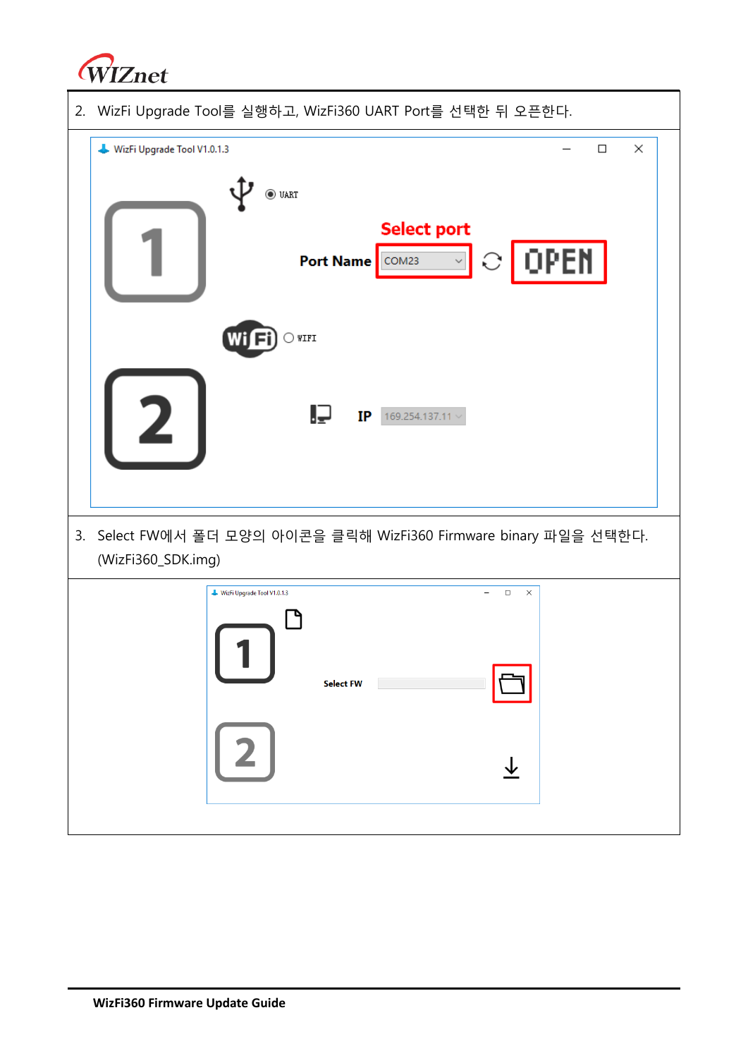2. WizFi Upgrade Tool를 실행하고, WizFi360 UART Port를 선택한 뒤 오픈한다.

3. Select FW에서 폴더 모양의 아이콘을 클릭해 WizFi360 Firmware binary 파일을 선택한다. (WizFi360_SDK.img)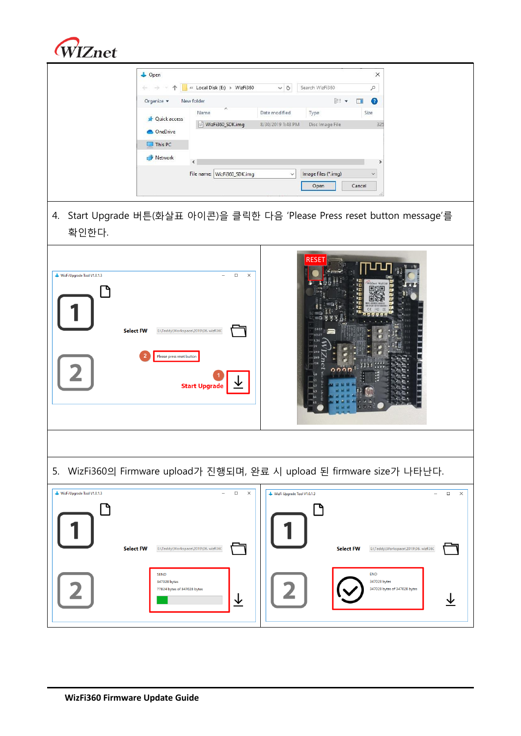4. Start Upgrade 버튼(화살표 아이콘)을 클릭한 다음 'Please Press reset button message'를 확인한다.

5. WizFi360의 Firmware upload가 진행되며, 완료 시 upload 된 firmware size가 나타난다.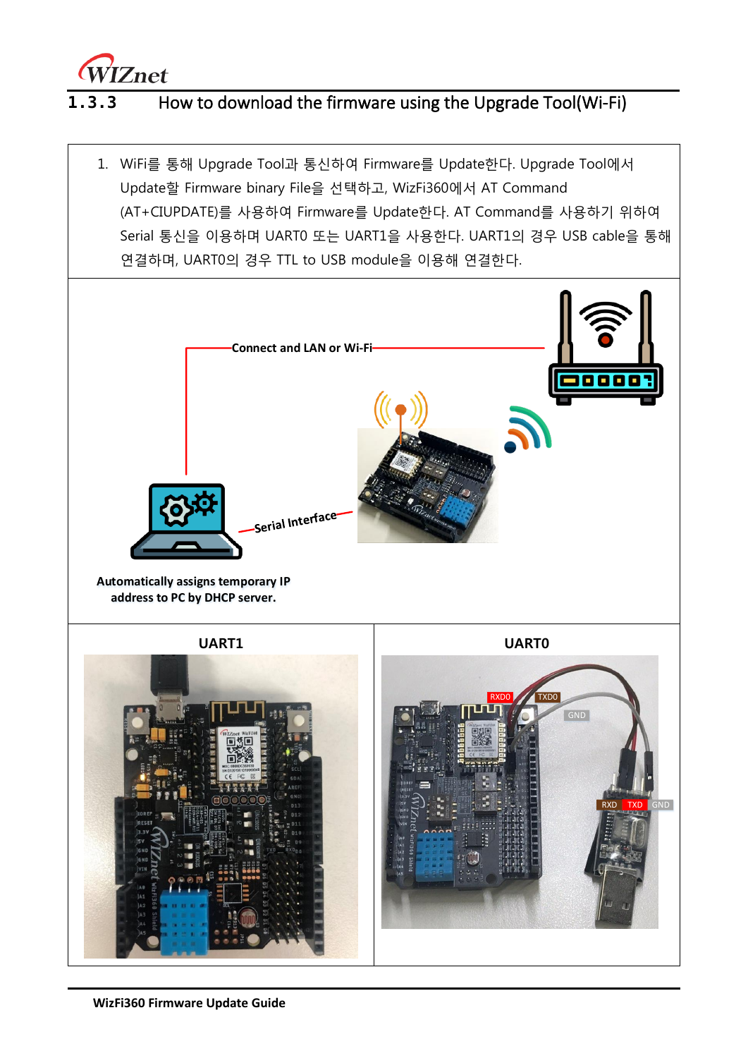### 1.3.3 How to download the firmware using the Upgrade Tool(Wi-Fi)

1. WiFi를 통해 Upgrade Tool과 통신하여 Firmware를 Update한다. Upgrade Tool에서 Update할 Firmware binary File을 선택하고, WizFi360에서 AT Command (AT+CIUPDATE)를 사용하여 Firmware를 Update한다. AT Command를 사용하기 위하여 Serial 통신을 이용하며 UART0 또는 UART1을 사용한다. UART1의 경우 USB cable을 통해 연결하며, UART0의 경우 TTL to USB module을 이용해 연결한다.

Connect and LAN or Wi-Fi

Serial Interface

Automatically assigns temporary IP address to PC by DHCP server.

| UART1 | UART0 |
| --- | --- |
| | RXD0 TXD0 GND RXD TXD GND |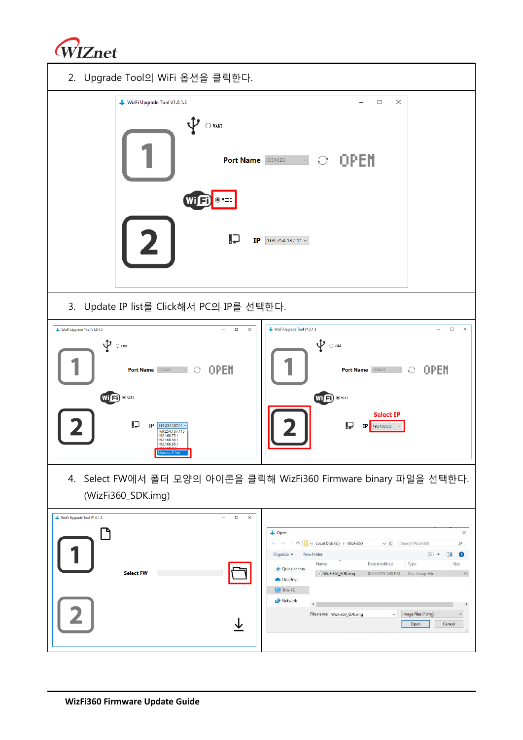2. Upgrade Tool의 WiFi 옵션을 클릭한다.

3. Update IP list를 Click해서 PC의 IP를 선택한다.

4. Select FW에서 폴더 모양의 아이콘을 클릭해 WizFi360 Firmware binary 파일을 선택한다. (WizFi360_SDK.img)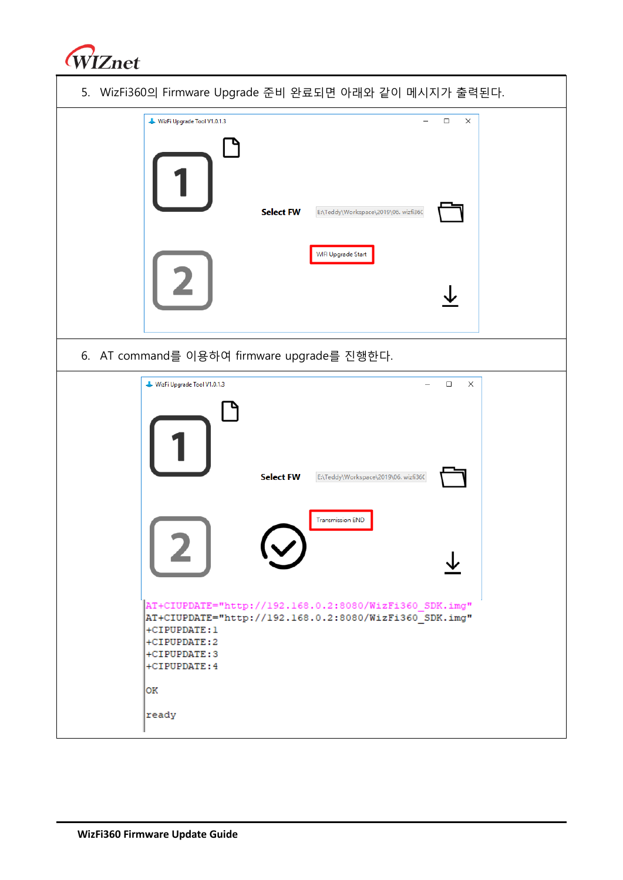5. WizFi360의 Firmware Upgrade 준비 완료되면 아래와 같이 메시지가 출력된다.

WizFi Upgrade Tool V1.0.1.3

Select FW  E:\Teddy\Workspace\2019\06. wizfi360

WIFI Upgrade Start

6. AT command를 이용하여 firmware upgrade를 진행한다.

WizFi Upgrade Tool V1.0.1.3

Select FW  E:\Teddy\Workspace\2019\06. wizfi360

Transmission END

```
AT+CIUPDATE="http://192.168.0.2:8080/WizFi360_SDK.img"
AT+CIUPDATE="http://192.168.0.2:8080/WizFi360_SDK.img"
+CIPUPDATE:1
+CIPUPDATE:2
+CIPUPDATE:3
+CIPUPDATE:4

OK

ready
```